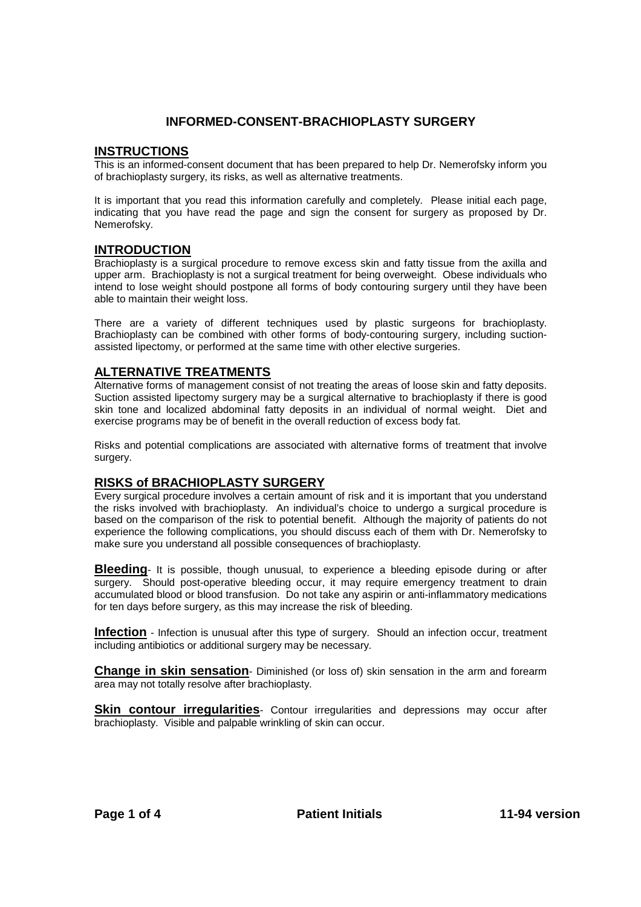# INFORMED-CONSENT-BRACHIOPLASTY SURGERY

## INSTRUCTIONS

This is an informed-consent document that has been prepared to help Dr. Nemerofsky inform you of brachioplasty surgery, its risks, as well as alternative treatments.

It is important that you read this information carefully and completely. Please initial each page, indicating that you have read the page and sign the consent for surgery as proposed by Dr. Nemerofsky.

## INTRODUCTION

Brachioplasty is a surgical procedure to remove excess skin and fatty tissue from the axilla and upper arm. Brachioplasty is not a surgical treatment for being overweight. Obese individuals who intend to lose weight should postpone all forms of body contouring surgery until they have been able to maintain their weight loss.

There are a variety of different techniques used by plastic surgeons for brachioplasty. Brachioplasty can be combined with other forms of body-contouring surgery, including suction-assisted lipectomy, or performed at the same time with other elective surgeries.

## ALTERNATIVE TREATMENTS

Alternative forms of management consist of not treating the areas of loose skin and fatty deposits. Suction assisted lipectomy surgery may be a surgical alternative to brachioplasty if there is good skin tone and localized abdominal fatty deposits in an individual of normal weight. Diet and exercise programs may be of benefit in the overall reduction of excess body fat.

Risks and potential complications are associated with alternative forms of treatment that involve surgery.

## RISKS of BRACHIOPLASTY SURGERY

Every surgical procedure involves a certain amount of risk and it is important that you understand the risks involved with brachioplasty. An individual's choice to undergo a surgical procedure is based on the comparison of the risk to potential benefit. Although the majority of patients do not experience the following complications, you should discuss each of them with Dr. Nemerofsky to make sure you understand all possible consequences of brachioplasty.

**Bleeding**- It is possible, though unusual, to experience a bleeding episode during or after surgery. Should post-operative bleeding occur, it may require emergency treatment to drain accumulated blood or blood transfusion. Do not take any aspirin or anti-inflammatory medications for ten days before surgery, as this may increase the risk of bleeding.

**Infection** - Infection is unusual after this type of surgery. Should an infection occur, treatment including antibiotics or additional surgery may be necessary.

**Change in skin sensation**- Diminished (or loss of) skin sensation in the arm and forearm area may not totally resolve after brachioplasty.

**Skin contour irregularities**- Contour irregularities and depressions may occur after brachioplasty. Visible and palpable wrinkling of skin can occur.

Patient Initials

11-94 version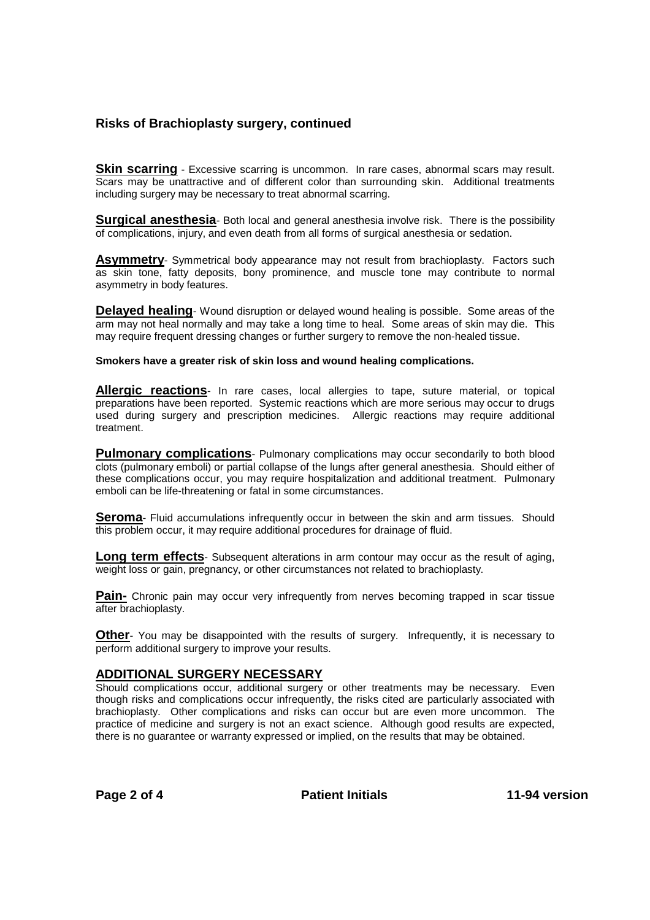### Risks of Brachioplasty surgery, continued

**Skin scarring** - Excessive scarring is uncommon. In rare cases, abnormal scars may result. Scars may be unattractive and of different color than surrounding skin. Additional treatments including surgery may be necessary to treat abnormal scarring.

**Surgical anesthesia**- Both local and general anesthesia involve risk. There is the possibility of complications, injury, and even death from all forms of surgical anesthesia or sedation.

**Asymmetry**- Symmetrical body appearance may not result from brachioplasty. Factors such as skin tone, fatty deposits, bony prominence, and muscle tone may contribute to normal asymmetry in body features.

**Delayed healing**- Wound disruption or delayed wound healing is possible. Some areas of the arm may not heal normally and may take a long time to heal. Some areas of skin may die. This may require frequent dressing changes or further surgery to remove the non-healed tissue.

**Smokers have a greater risk of skin loss and wound healing complications.**

**Allergic reactions**- In rare cases, local allergies to tape, suture material, or topical preparations have been reported. Systemic reactions which are more serious may occur to drugs used during surgery and prescription medicines. Allergic reactions may require additional treatment.

**Pulmonary complications**- Pulmonary complications may occur secondarily to both blood clots (pulmonary emboli) or partial collapse of the lungs after general anesthesia. Should either of these complications occur, you may require hospitalization and additional treatment. Pulmonary emboli can be life-threatening or fatal in some circumstances.

**Seroma**- Fluid accumulations infrequently occur in between the skin and arm tissues. Should this problem occur, it may require additional procedures for drainage of fluid.

**Long term effects**- Subsequent alterations in arm contour may occur as the result of aging, weight loss or gain, pregnancy, or other circumstances not related to brachioplasty.

**Pain-** Chronic pain may occur very infrequently from nerves becoming trapped in scar tissue after brachioplasty.

**Other**- You may be disappointed with the results of surgery. Infrequently, it is necessary to perform additional surgery to improve your results.

## ADDITIONAL SURGERY NECESSARY

Should complications occur, additional surgery or other treatments may be necessary. Even though risks and complications occur infrequently, the risks cited are particularly associated with brachioplasty. Other complications and risks can occur but are even more uncommon. The practice of medicine and surgery is not an exact science. Although good results are expected, there is no guarantee or warranty expressed or implied, on the results that may be obtained.

**Patient Initials**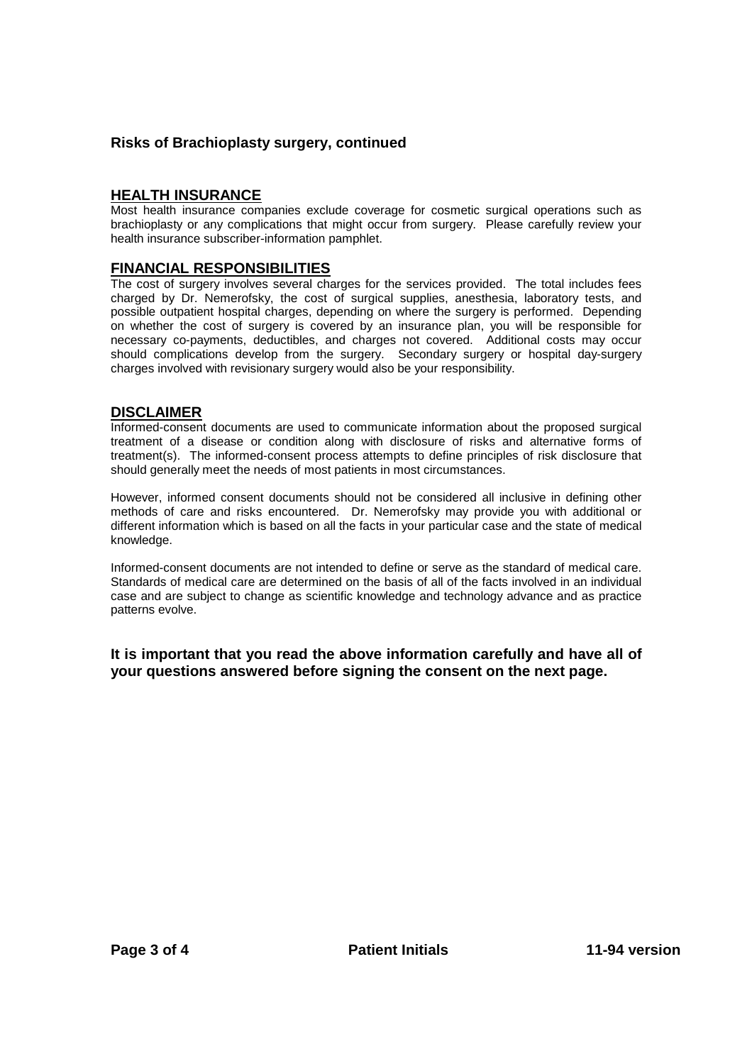**Risks of Brachioplasty surgery, continued**

## HEALTH INSURANCE

Most health insurance companies exclude coverage for cosmetic surgical operations such as brachioplasty or any complications that might occur from surgery. Please carefully review your health insurance subscriber-information pamphlet.

## FINANCIAL RESPONSIBILITIES

The cost of surgery involves several charges for the services provided. The total includes fees charged by Dr. Nemerofsky, the cost of surgical supplies, anesthesia, laboratory tests, and possible outpatient hospital charges, depending on where the surgery is performed. Depending on whether the cost of surgery is covered by an insurance plan, you will be responsible for necessary co-payments, deductibles, and charges not covered. Additional costs may occur should complications develop from the surgery. Secondary surgery or hospital day-surgery charges involved with revisionary surgery would also be your responsibility.

## DISCLAIMER

Informed-consent documents are used to communicate information about the proposed surgical treatment of a disease or condition along with disclosure of risks and alternative forms of treatment(s). The informed-consent process attempts to define principles of risk disclosure that should generally meet the needs of most patients in most circumstances.

However, informed consent documents should not be considered all inclusive in defining other methods of care and risks encountered. Dr. Nemerofsky may provide you with additional or different information which is based on all the facts in your particular case and the state of medical knowledge.

Informed-consent documents are not intended to define or serve as the standard of medical care. Standards of medical care are determined on the basis of all of the facts involved in an individual case and are subject to change as scientific knowledge and technology advance and as practice patterns evolve.

**It is important that you read the above information carefully and have all of your questions answered before signing the consent on the next page.**

**Patient Initials** **11-94 version**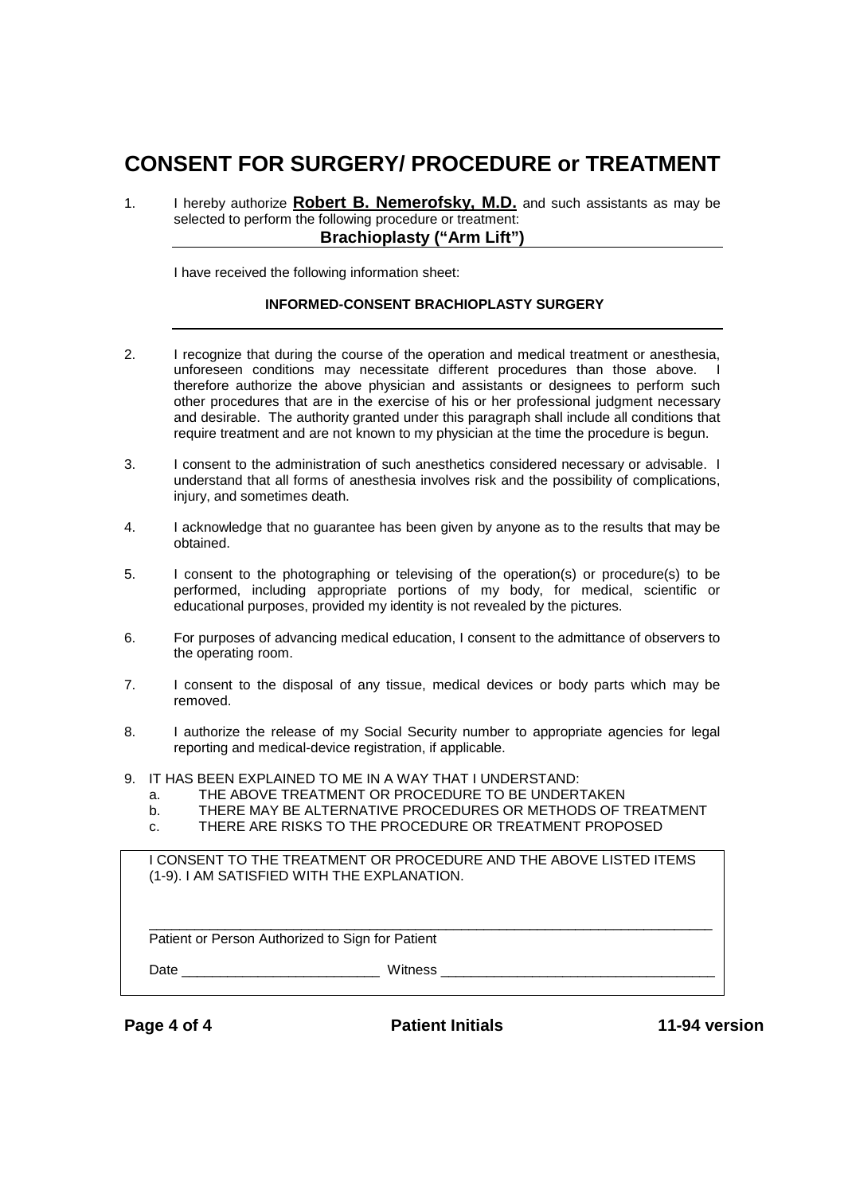# CONSENT FOR SURGERY/ PROCEDURE or TREATMENT

1. I hereby authorize **Robert B. Nemerofsky, M.D.** and such assistants as may be selected to perform the following procedure or treatment:

   **Brachioplasty ("Arm Lift")**

   I have received the following information sheet:

   **INFORMED-CONSENT BRACHIOPLASTY SURGERY**

2. I recognize that during the course of the operation and medical treatment or anesthesia, unforeseen conditions may necessitate different procedures than those above. I therefore authorize the above physician and assistants or designees to perform such other procedures that are in the exercise of his or her professional judgment necessary and desirable. The authority granted under this paragraph shall include all conditions that require treatment and are not known to my physician at the time the procedure is begun.

3. I consent to the administration of such anesthetics considered necessary or advisable. I understand that all forms of anesthesia involves risk and the possibility of complications, injury, and sometimes death.

4. I acknowledge that no guarantee has been given by anyone as to the results that may be obtained.

5. I consent to the photographing or televising of the operation(s) or procedure(s) to be performed, including appropriate portions of my body, for medical, scientific or educational purposes, provided my identity is not revealed by the pictures.

6. For purposes of advancing medical education, I consent to the admittance of observers to the operating room.

7. I consent to the disposal of any tissue, medical devices or body parts which may be removed.

8. I authorize the release of my Social Security number to appropriate agencies for legal reporting and medical-device registration, if applicable.

9. IT HAS BEEN EXPLAINED TO ME IN A WAY THAT I UNDERSTAND:
   a. THE ABOVE TREATMENT OR PROCEDURE TO BE UNDERTAKEN
   b. THERE MAY BE ALTERNATIVE PROCEDURES OR METHODS OF TREATMENT
   c. THERE ARE RISKS TO THE PROCEDURE OR TREATMENT PROPOSED

I CONSENT TO THE TREATMENT OR PROCEDURE AND THE ABOVE LISTED ITEMS (1-9). I AM SATISFIED WITH THE EXPLANATION.

_______________________________________________
Patient or Person Authorized to Sign for Patient

Date ______________________ Witness ______________________________

**Patient Initials** **11-94 version**